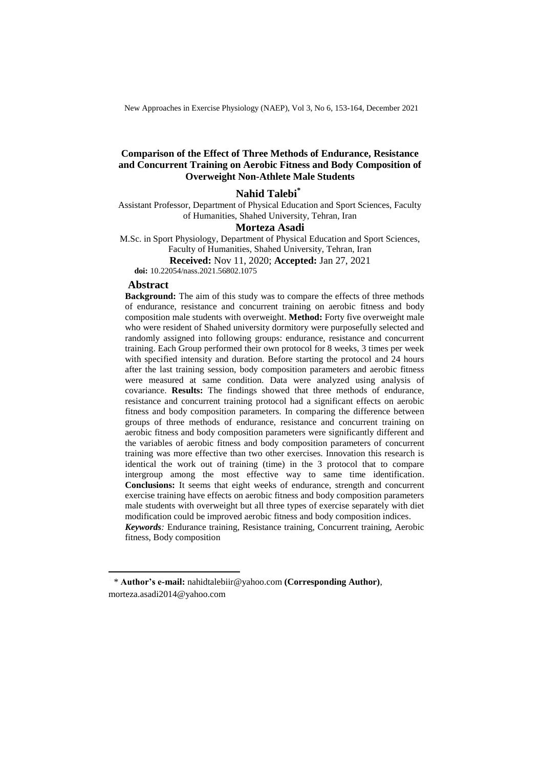# Comparison of the Effect of Three Methods of Endurance, Resistance and Concurrent Training on Aerobic Fitness and Body Composition of Overweight Non-Athlete Male Students

**Nahid Talebi***

Assistant Professor, Department of Physical Education and Sport Sciences, Faculty of Humanities, Shahed University, Tehran, Iran

**Morteza Asadi**

M.Sc. in Sport Physiology, Department of Physical Education and Sport Sciences, Faculty of Humanities, Shahed University, Tehran, Iran

**Received:** Nov 11, 2020; **Accepted:** Jan 27, 2021

**doi:** 10.22054/nass.2021.56802.1075

## Abstract

**Background:** The aim of this study was to compare the effects of three methods of endurance, resistance and concurrent training on aerobic fitness and body composition male students with overweight. **Method:** Forty five overweight male who were resident of Shahed university dormitory were purposefully selected and randomly assigned into following groups: endurance, resistance and concurrent training. Each Group performed their own protocol for 8 weeks, 3 times per week with specified intensity and duration. Before starting the protocol and 24 hours after the last training session, body composition parameters and aerobic fitness were measured at same condition. Data were analyzed using analysis of covariance. **Results:** The findings showed that three methods of endurance, resistance and concurrent training protocol had a significant effects on aerobic fitness and body composition parameters. In comparing the difference between groups of three methods of endurance, resistance and concurrent training on aerobic fitness and body composition parameters were significantly different and the variables of aerobic fitness and body composition parameters of concurrent training was more effective than two other exercises. Innovation this research is identical the work out of training (time) in the 3 protocol that to compare intergroup among the most effective way to same time identification. **Conclusions:** It seems that eight weeks of endurance, strength and concurrent exercise training have effects on aerobic fitness and body composition parameters male students with overweight but all three types of exercise separately with diet modification could be improved aerobic fitness and body composition indices.

***Keywords**:* Endurance training, Resistance training, Concurrent training, Aerobic fitness, Body composition

---

\* **Author's e-mail:** nahidtalebiir@yahoo.com **(Corresponding Author)**, morteza.asadi2014@yahoo.com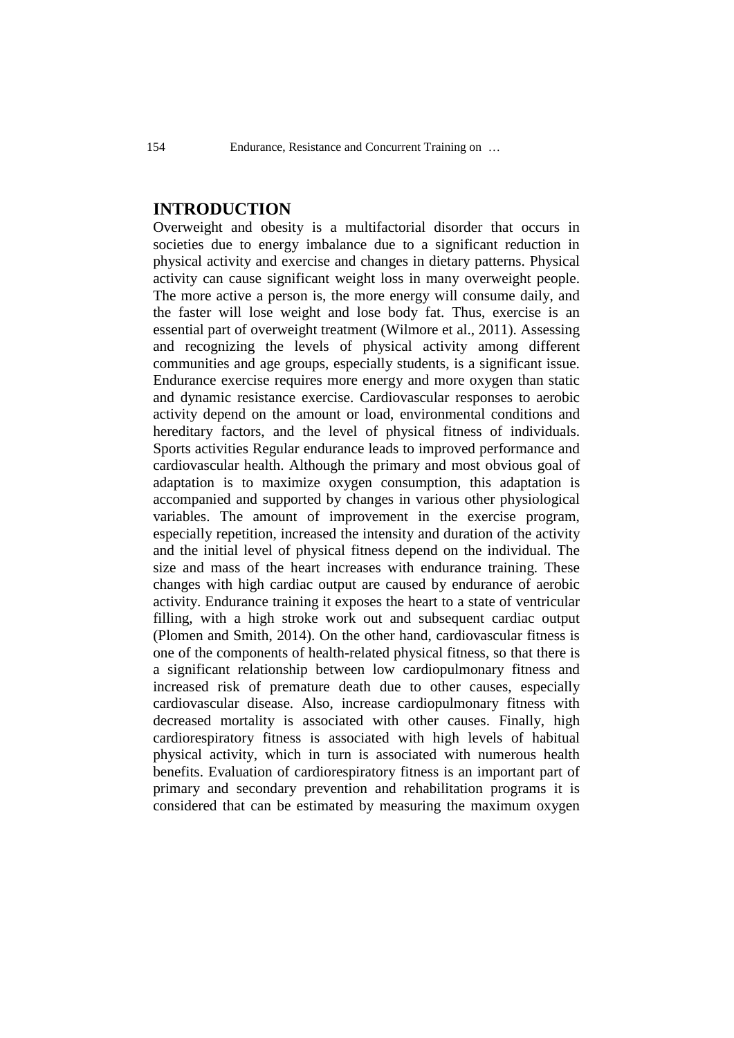## INTRODUCTION

Overweight and obesity is a multifactorial disorder that occurs in societies due to energy imbalance due to a significant reduction in physical activity and exercise and changes in dietary patterns. Physical activity can cause significant weight loss in many overweight people. The more active a person is, the more energy will consume daily, and the faster will lose weight and lose body fat. Thus, exercise is an essential part of overweight treatment (Wilmore et al., 2011). Assessing and recognizing the levels of physical activity among different communities and age groups, especially students, is a significant issue. Endurance exercise requires more energy and more oxygen than static and dynamic resistance exercise. Cardiovascular responses to aerobic activity depend on the amount or load, environmental conditions and hereditary factors, and the level of physical fitness of individuals. Sports activities Regular endurance leads to improved performance and cardiovascular health. Although the primary and most obvious goal of adaptation is to maximize oxygen consumption, this adaptation is accompanied and supported by changes in various other physiological variables. The amount of improvement in the exercise program, especially repetition, increased the intensity and duration of the activity and the initial level of physical fitness depend on the individual. The size and mass of the heart increases with endurance training. These changes with high cardiac output are caused by endurance of aerobic activity. Endurance training it exposes the heart to a state of ventricular filling, with a high stroke work out and subsequent cardiac output (Plomen and Smith, 2014). On the other hand, cardiovascular fitness is one of the components of health-related physical fitness, so that there is a significant relationship between low cardiopulmonary fitness and increased risk of premature death due to other causes, especially cardiovascular disease. Also, increase cardiopulmonary fitness with decreased mortality is associated with other causes. Finally, high cardiorespiratory fitness is associated with high levels of habitual physical activity, which in turn is associated with numerous health benefits. Evaluation of cardiorespiratory fitness is an important part of primary and secondary prevention and rehabilitation programs it is considered that can be estimated by measuring the maximum oxygen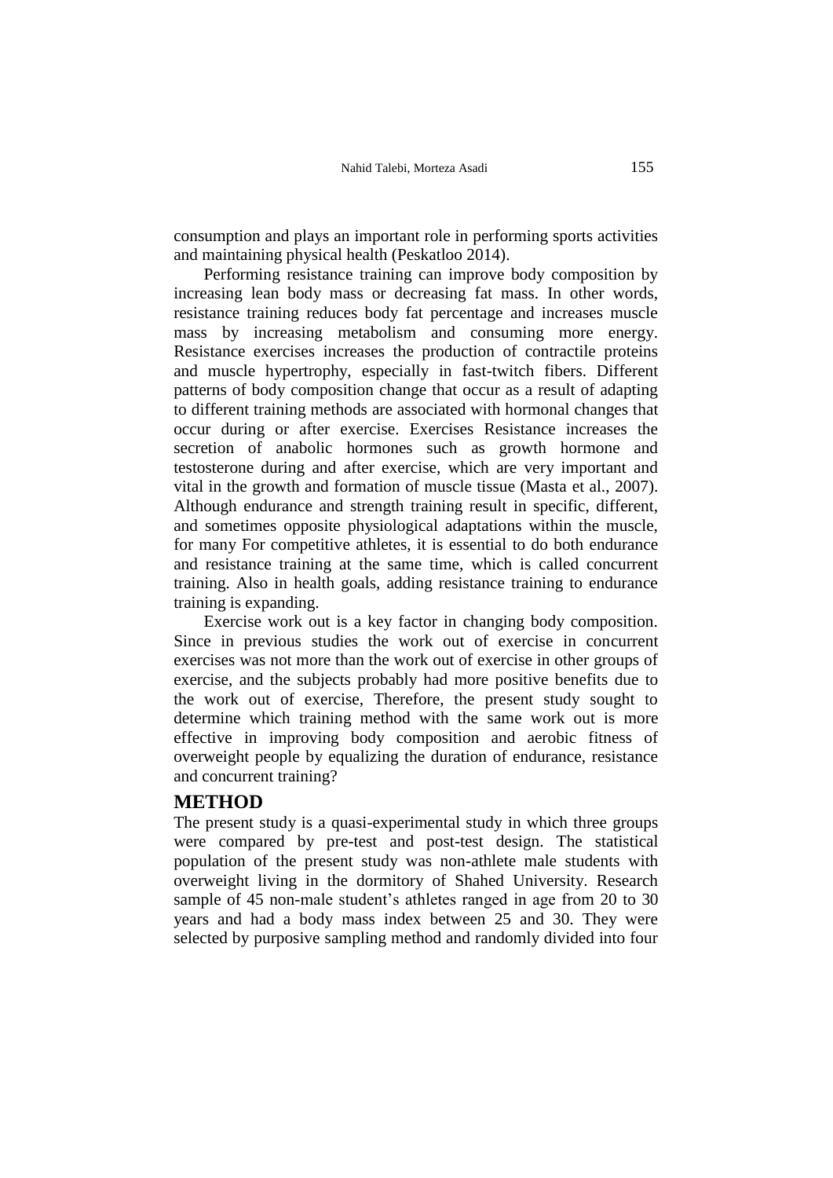consumption and plays an important role in performing sports activities and maintaining physical health (Peskatloo 2014).

Performing resistance training can improve body composition by increasing lean body mass or decreasing fat mass. In other words, resistance training reduces body fat percentage and increases muscle mass by increasing metabolism and consuming more energy. Resistance exercises increases the production of contractile proteins and muscle hypertrophy, especially in fast-twitch fibers. Different patterns of body composition change that occur as a result of adapting to different training methods are associated with hormonal changes that occur during or after exercise. Exercises Resistance increases the secretion of anabolic hormones such as growth hormone and testosterone during and after exercise, which are very important and vital in the growth and formation of muscle tissue (Masta et al., 2007). Although endurance and strength training result in specific, different, and sometimes opposite physiological adaptations within the muscle, for many For competitive athletes, it is essential to do both endurance and resistance training at the same time, which is called concurrent training. Also in health goals, adding resistance training to endurance training is expanding.

Exercise work out is a key factor in changing body composition. Since in previous studies the work out of exercise in concurrent exercises was not more than the work out of exercise in other groups of exercise, and the subjects probably had more positive benefits due to the work out of exercise, Therefore, the present study sought to determine which training method with the same work out is more effective in improving body composition and aerobic fitness of overweight people by equalizing the duration of endurance, resistance and concurrent training?

## METHOD

The present study is a quasi-experimental study in which three groups were compared by pre-test and post-test design. The statistical population of the present study was non-athlete male students with overweight living in the dormitory of Shahed University. Research sample of 45 non-male student's athletes ranged in age from 20 to 30 years and had a body mass index between 25 and 30. They were selected by purposive sampling method and randomly divided into four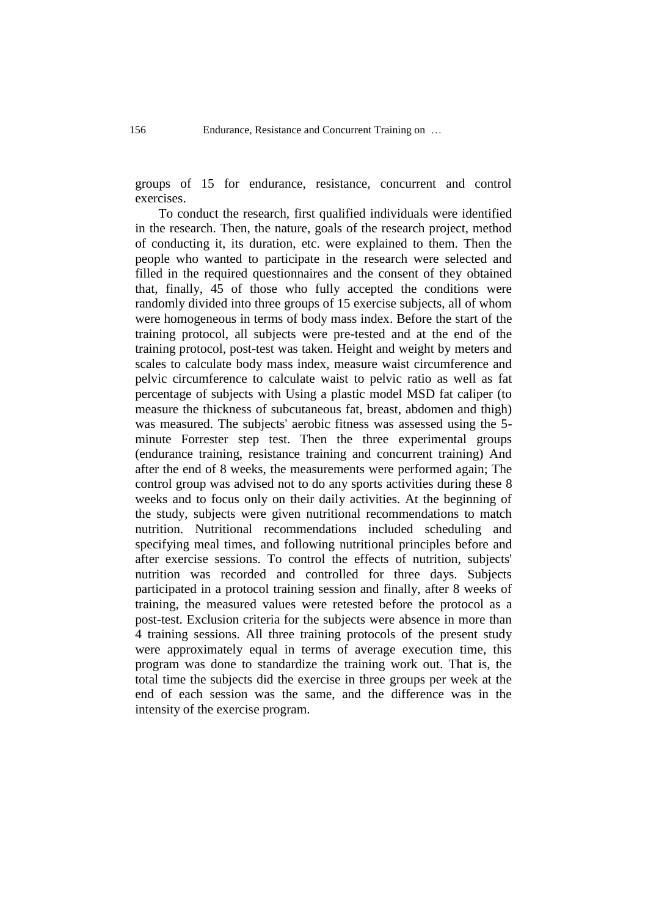groups of 15 for endurance, resistance, concurrent and control exercises.

To conduct the research, first qualified individuals were identified in the research. Then, the nature, goals of the research project, method of conducting it, its duration, etc. were explained to them. Then the people who wanted to participate in the research were selected and filled in the required questionnaires and the consent of they obtained that, finally, 45 of those who fully accepted the conditions were randomly divided into three groups of 15 exercise subjects, all of whom were homogeneous in terms of body mass index. Before the start of the training protocol, all subjects were pre-tested and at the end of the training protocol, post-test was taken. Height and weight by meters and scales to calculate body mass index, measure waist circumference and pelvic circumference to calculate waist to pelvic ratio as well as fat percentage of subjects with Using a plastic model MSD fat caliper (to measure the thickness of subcutaneous fat, breast, abdomen and thigh) was measured. The subjects' aerobic fitness was assessed using the 5-minute Forrester step test. Then the three experimental groups (endurance training, resistance training and concurrent training) And after the end of 8 weeks, the measurements were performed again; The control group was advised not to do any sports activities during these 8 weeks and to focus only on their daily activities. At the beginning of the study, subjects were given nutritional recommendations to match nutrition. Nutritional recommendations included scheduling and specifying meal times, and following nutritional principles before and after exercise sessions. To control the effects of nutrition, subjects' nutrition was recorded and controlled for three days. Subjects participated in a protocol training session and finally, after 8 weeks of training, the measured values were retested before the protocol as a post-test. Exclusion criteria for the subjects were absence in more than 4 training sessions. All three training protocols of the present study were approximately equal in terms of average execution time, this program was done to standardize the training work out. That is, the total time the subjects did the exercise in three groups per week at the end of each session was the same, and the difference was in the intensity of the exercise program.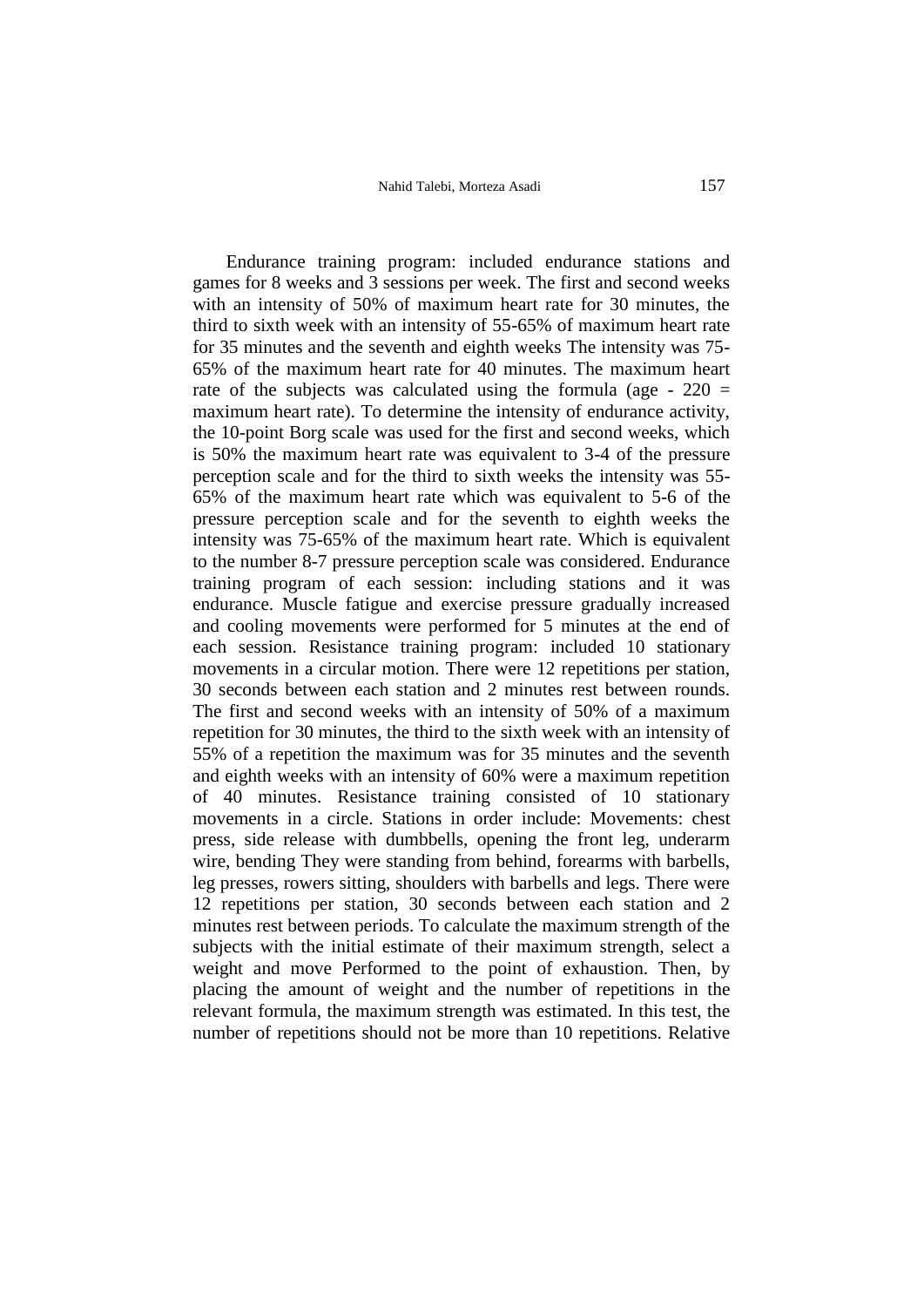Endurance training program: included endurance stations and games for 8 weeks and 3 sessions per week. The first and second weeks with an intensity of 50% of maximum heart rate for 30 minutes, the third to sixth week with an intensity of 55-65% of maximum heart rate for 35 minutes and the seventh and eighth weeks The intensity was 75-65% of the maximum heart rate for 40 minutes. The maximum heart rate of the subjects was calculated using the formula (age - 220 = maximum heart rate). To determine the intensity of endurance activity, the 10-point Borg scale was used for the first and second weeks, which is 50% the maximum heart rate was equivalent to 3-4 of the pressure perception scale and for the third to sixth weeks the intensity was 55-65% of the maximum heart rate which was equivalent to 5-6 of the pressure perception scale and for the seventh to eighth weeks the intensity was 75-65% of the maximum heart rate. Which is equivalent to the number 8-7 pressure perception scale was considered. Endurance training program of each session: including stations and it was endurance. Muscle fatigue and exercise pressure gradually increased and cooling movements were performed for 5 minutes at the end of each session. Resistance training program: included 10 stationary movements in a circular motion. There were 12 repetitions per station, 30 seconds between each station and 2 minutes rest between rounds. The first and second weeks with an intensity of 50% of a maximum repetition for 30 minutes, the third to the sixth week with an intensity of 55% of a repetition the maximum was for 35 minutes and the seventh and eighth weeks with an intensity of 60% were a maximum repetition of 40 minutes. Resistance training consisted of 10 stationary movements in a circle. Stations in order include: Movements: chest press, side release with dumbbells, opening the front leg, underarm wire, bending They were standing from behind, forearms with barbells, leg presses, rowers sitting, shoulders with barbells and legs. There were 12 repetitions per station, 30 seconds between each station and 2 minutes rest between periods. To calculate the maximum strength of the subjects with the initial estimate of their maximum strength, select a weight and move Performed to the point of exhaustion. Then, by placing the amount of weight and the number of repetitions in the relevant formula, the maximum strength was estimated. In this test, the number of repetitions should not be more than 10 repetitions. Relative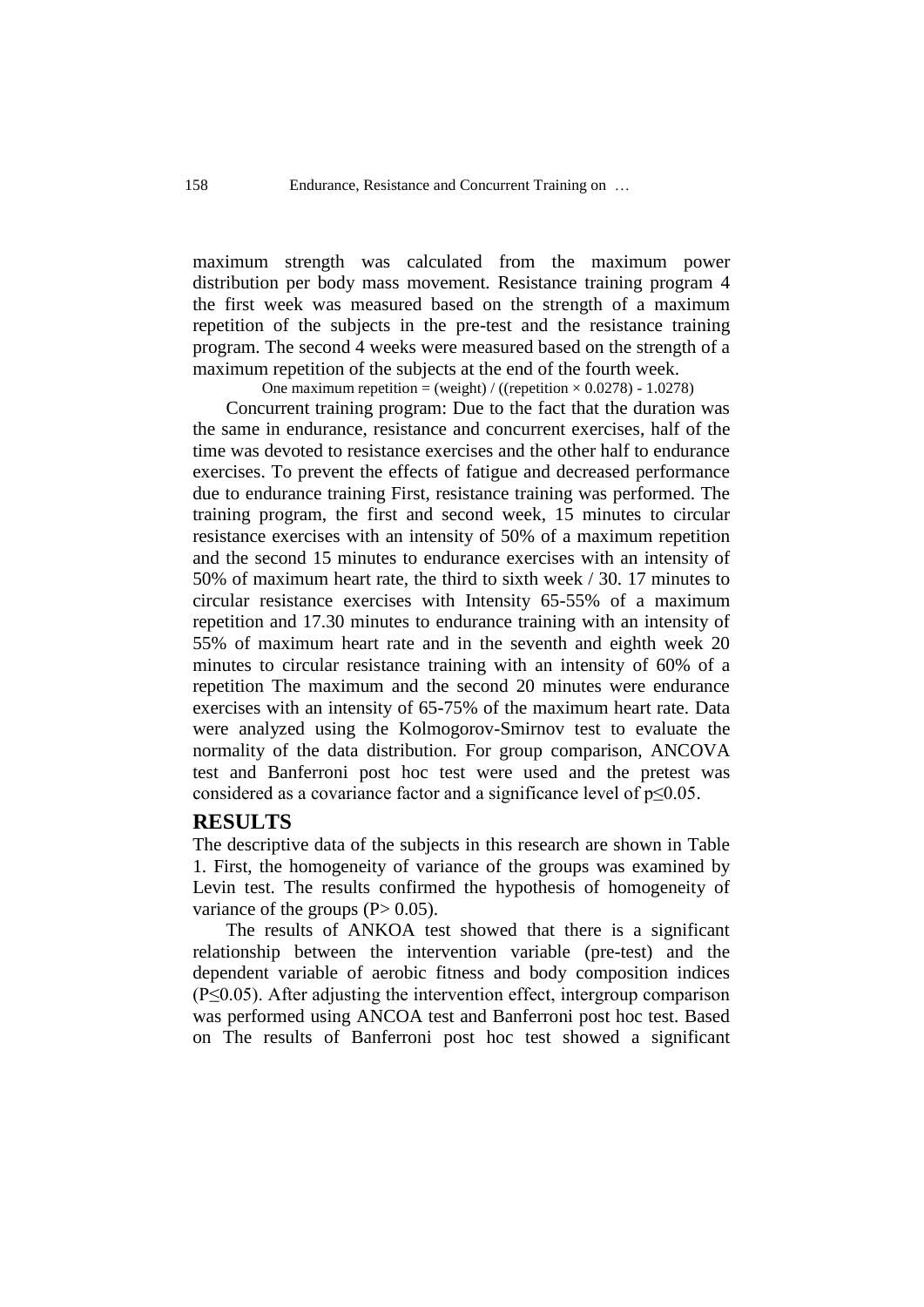maximum strength was calculated from the maximum power distribution per body mass movement. Resistance training program 4 the first week was measured based on the strength of a maximum repetition of the subjects in the pre-test and the resistance training program. The second 4 weeks were measured based on the strength of a maximum repetition of the subjects at the end of the fourth week.

One maximum repetition = (weight) / ((repetition × 0.0278) - 1.0278)

Concurrent training program: Due to the fact that the duration was the same in endurance, resistance and concurrent exercises, half of the time was devoted to resistance exercises and the other half to endurance exercises. To prevent the effects of fatigue and decreased performance due to endurance training First, resistance training was performed. The training program, the first and second week, 15 minutes to circular resistance exercises with an intensity of 50% of a maximum repetition and the second 15 minutes to endurance exercises with an intensity of 50% of maximum heart rate, the third to sixth week / 30. 17 minutes to circular resistance exercises with Intensity 65-55% of a maximum repetition and 17.30 minutes to endurance training with an intensity of 55% of maximum heart rate and in the seventh and eighth week 20 minutes to circular resistance training with an intensity of 60% of a repetition The maximum and the second 20 minutes were endurance exercises with an intensity of 65-75% of the maximum heart rate. Data were analyzed using the Kolmogorov-Smirnov test to evaluate the normality of the data distribution. For group comparison, ANCOVA test and Banferroni post hoc test were used and the pretest was considered as a covariance factor and a significance level of $p \leq 0.05$.

## RESULTS

The descriptive data of the subjects in this research are shown in Table 1. First, the homogeneity of variance of the groups was examined by Levin test. The results confirmed the hypothesis of homogeneity of variance of the groups ($P > 0.05$).

The results of ANKOA test showed that there is a significant relationship between the intervention variable (pre-test) and the dependent variable of aerobic fitness and body composition indices ($P \leq 0.05$). After adjusting the intervention effect, intergroup comparison was performed using ANCOA test and Banferroni post hoc test. Based on The results of Banferroni post hoc test showed a significant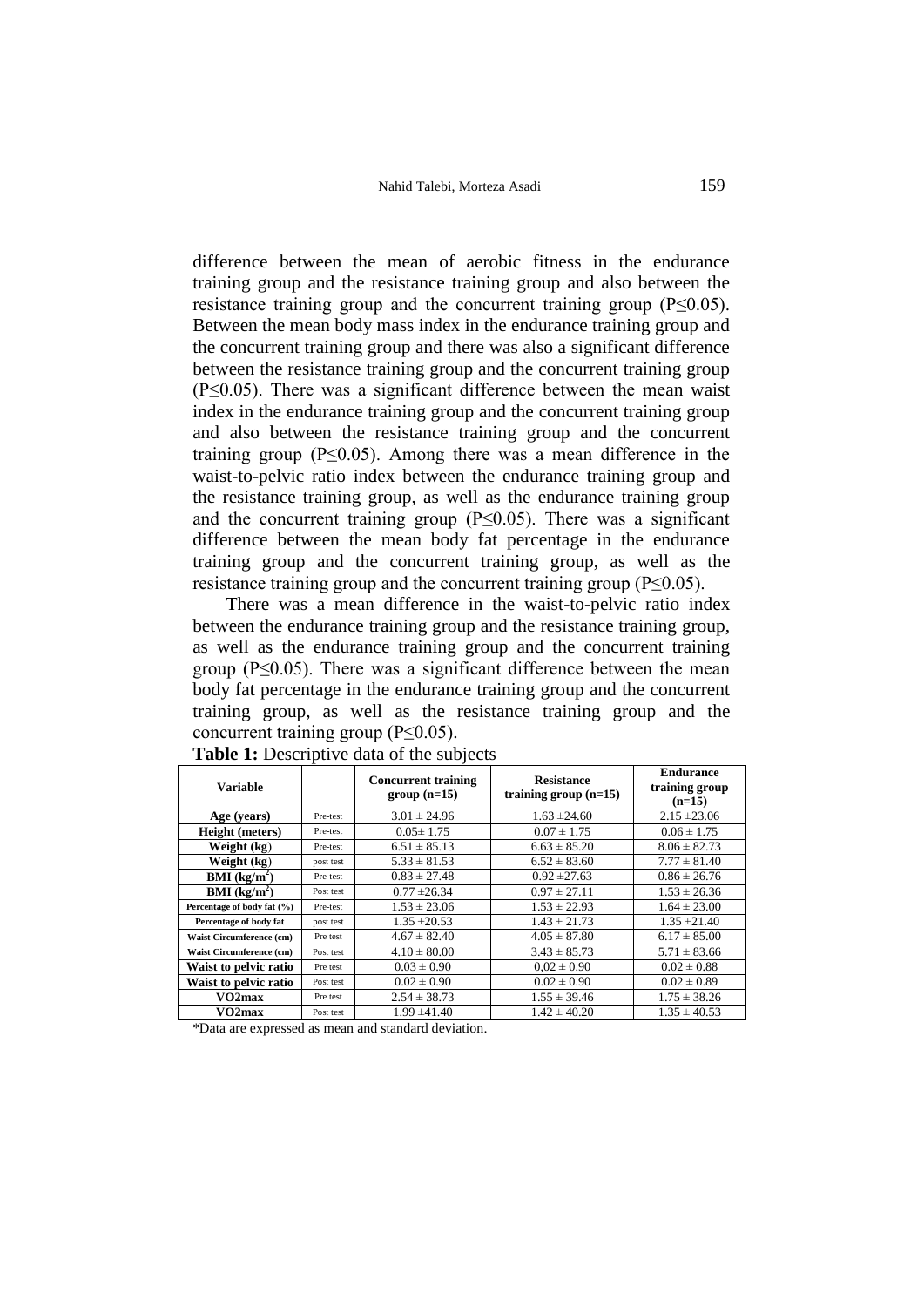difference between the mean of aerobic fitness in the endurance training group and the resistance training group and also between the resistance training group and the concurrent training group ($P \leq 0.05$). Between the mean body mass index in the endurance training group and the concurrent training group and there was also a significant difference between the resistance training group and the concurrent training group ($P \leq 0.05$). There was a significant difference between the mean waist index in the endurance training group and the concurrent training group and also between the resistance training group and the concurrent training group ($P \leq 0.05$). Among there was a mean difference in the waist-to-pelvic ratio index between the endurance training group and the resistance training group, as well as the endurance training group and the concurrent training group ($P \leq 0.05$). There was a significant difference between the mean body fat percentage in the endurance training group and the concurrent training group, as well as the resistance training group and the concurrent training group ($P \leq 0.05$).

There was a mean difference in the waist-to-pelvic ratio index between the endurance training group and the resistance training group, as well as the endurance training group and the concurrent training group ($P \leq 0.05$). There was a significant difference between the mean body fat percentage in the endurance training group and the concurrent training group, as well as the resistance training group and the concurrent training group ($P \leq 0.05$).

**Table 1:** Descriptive data of the subjects

| Variable | | Concurrent training group (n=15) | Resistance training group (n=15) | Endurance training group (n=15) |
|---|---|---|---|---|
| **Age (years)** | Pre-test | 3.01 ± 24.96 | 1.63 ±24.60 | 2.15 ±23.06 |
| **Height (meters)** | Pre-test | 0.05± 1.75 | 0.07 ± 1.75 | 0.06 ± 1.75 |
| **Weight (kg)** | Pre-test | 6.51 ± 85.13 | 6.63 ± 85.20 | 8.06 ± 82.73 |
| **Weight (kg)** | post test | 5.33 ± 81.53 | 6.52 ± 83.60 | 7.77 ± 81.40 |
| **BMI ($kg/m^2$)** | Pre-test | 0.83 ± 27.48 | 0.92 ±27.63 | 0.86 ± 26.76 |
| **BMI ($kg/m^2$)** | Post test | 0.77 ±26.34 | 0.97 ± 27.11 | 1.53 ± 26.36 |
| **Percentage of body fat (%)** | Pre-test | 1.53 ± 23.06 | 1.53 ± 22.93 | 1.64 ± 23.00 |
| **Percentage of body fat** | post test | 1.35 ±20.53 | 1.43 ± 21.73 | 1.35 ±21.40 |
| **Waist Circumference (cm)** | Pre test | 4.67 ± 82.40 | 4.05 ± 87.80 | 6.17 ± 85.00 |
| **Waist Circumference (cm)** | Post test | 4.10 ± 80.00 | 3.43 ± 85.73 | 5.71 ± 83.66 |
| **Waist to pelvic ratio** | Pre test | 0.03 ± 0.90 | 0,02 ± 0.90 | 0.02 ± 0.88 |
| **Waist to pelvic ratio** | Post test | 0.02 ± 0.90 | 0.02 ± 0.90 | 0.02 ± 0.89 |
| **VO2max** | Pre test | 2.54 ± 38.73 | 1.55 ± 39.46 | 1.75 ± 38.26 |
| **VO2max** | Post test | 1.99 ±41.40 | 1.42 ± 40.20 | 1.35 ± 40.53 |

*Data are expressed as mean and standard deviation.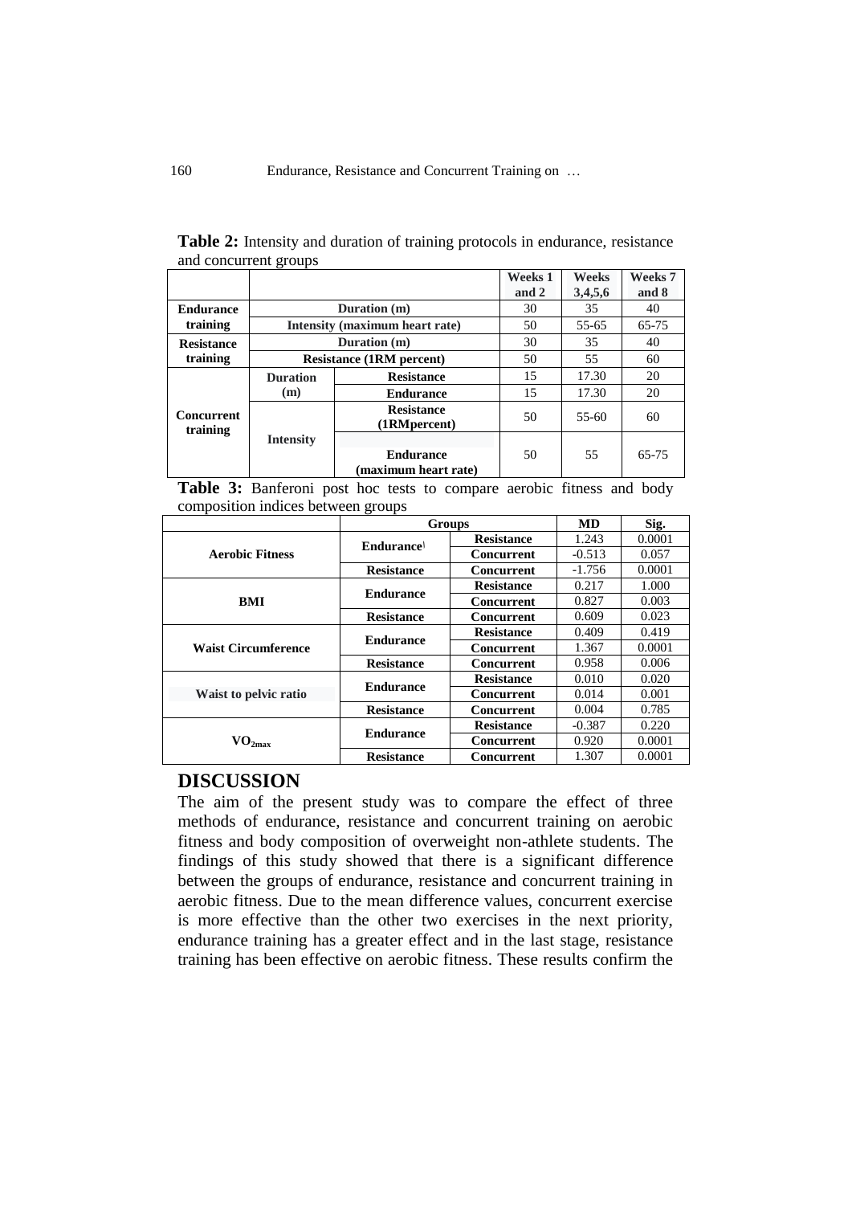**Table 2:** Intensity and duration of training protocols in endurance, resistance and concurrent groups

| | | | Weeks 1 and 2 | Weeks 3,4,5,6 | Weeks 7 and 8 |
|---|---|---|---|---|---|
| **Endurance training** | **Duration (m)** | | 30 | 35 | 40 |
| | **Intensity (maximum heart rate)** | | 50 | 55-65 | 65-75 |
| **Resistance training** | **Duration (m)** | | 30 | 35 | 40 |
| | **Resistance (1RM percent)** | | 50 | 55 | 60 |
| **Concurrent training** | **Duration (m)** | **Resistance** | 15 | 17.30 | 20 |
| | | **Endurance** | 15 | 17.30 | 20 |
| | **Intensity** | **Resistance (1RMpercent)** | 50 | 55-60 | 60 |
| | | **Endurance (maximum heart rate)** | 50 | 55 | 65-75 |

**Table 3:** Banferoni post hoc tests to compare aerobic fitness and body composition indices between groups

| | Groups | | MD | Sig. |
|---|---|---|---|---|
| **Aerobic Fitness** | **Endurance** | **Resistance** | 1.243 | 0.0001 |
| | | **Concurrent** | -0.513 | 0.057 |
| | **Resistance** | **Concurrent** | -1.756 | 0.0001 |
| **BMI** | **Endurance** | **Resistance** | 0.217 | 1.000 |
| | | **Concurrent** | 0.827 | 0.003 |
| | **Resistance** | **Concurrent** | 0.609 | 0.023 |
| **Waist Circumference** | **Endurance** | **Resistance** | 0.409 | 0.419 |
| | | **Concurrent** | 1.367 | 0.0001 |
| | **Resistance** | **Concurrent** | 0.958 | 0.006 |
| **Waist to pelvic ratio** | **Endurance** | **Resistance** | 0.010 | 0.020 |
| | | **Concurrent** | 0.014 | 0.001 |
| | **Resistance** | **Concurrent** | 0.004 | 0.785 |
| **$VO_{2max}$** | **Endurance** | **Resistance** | -0.387 | 0.220 |
| | | **Concurrent** | 0.920 | 0.0001 |
| | **Resistance** | **Concurrent** | 1.307 | 0.0001 |

## DISCUSSION

The aim of the present study was to compare the effect of three methods of endurance, resistance and concurrent training on aerobic fitness and body composition of overweight non-athlete students. The findings of this study showed that there is a significant difference between the groups of endurance, resistance and concurrent training in aerobic fitness. Due to the mean difference values, concurrent exercise is more effective than the other two exercises in the next priority, endurance training has a greater effect and in the last stage, resistance training has been effective on aerobic fitness. These results confirm the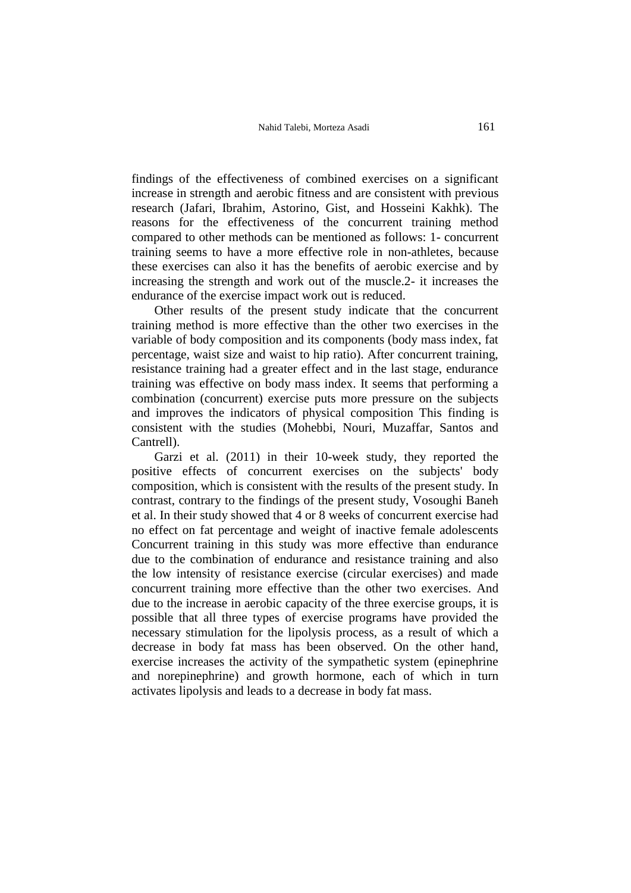findings of the effectiveness of combined exercises on a significant increase in strength and aerobic fitness and are consistent with previous research (Jafari, Ibrahim, Astorino, Gist, and Hosseini Kakhk). The reasons for the effectiveness of the concurrent training method compared to other methods can be mentioned as follows: 1- concurrent training seems to have a more effective role in non-athletes, because these exercises can also it has the benefits of aerobic exercise and by increasing the strength and work out of the muscle.2- it increases the endurance of the exercise impact work out is reduced.

Other results of the present study indicate that the concurrent training method is more effective than the other two exercises in the variable of body composition and its components (body mass index, fat percentage, waist size and waist to hip ratio). After concurrent training, resistance training had a greater effect and in the last stage, endurance training was effective on body mass index. It seems that performing a combination (concurrent) exercise puts more pressure on the subjects and improves the indicators of physical composition This finding is consistent with the studies (Mohebbi, Nouri, Muzaffar, Santos and Cantrell).

Garzi et al. (2011) in their 10-week study, they reported the positive effects of concurrent exercises on the subjects' body composition, which is consistent with the results of the present study. In contrast, contrary to the findings of the present study, Vosoughi Baneh et al. In their study showed that 4 or 8 weeks of concurrent exercise had no effect on fat percentage and weight of inactive female adolescents Concurrent training in this study was more effective than endurance due to the combination of endurance and resistance training and also the low intensity of resistance exercise (circular exercises) and made concurrent training more effective than the other two exercises. And due to the increase in aerobic capacity of the three exercise groups, it is possible that all three types of exercise programs have provided the necessary stimulation for the lipolysis process, as a result of which a decrease in body fat mass has been observed. On the other hand, exercise increases the activity of the sympathetic system (epinephrine and norepinephrine) and growth hormone, each of which in turn activates lipolysis and leads to a decrease in body fat mass.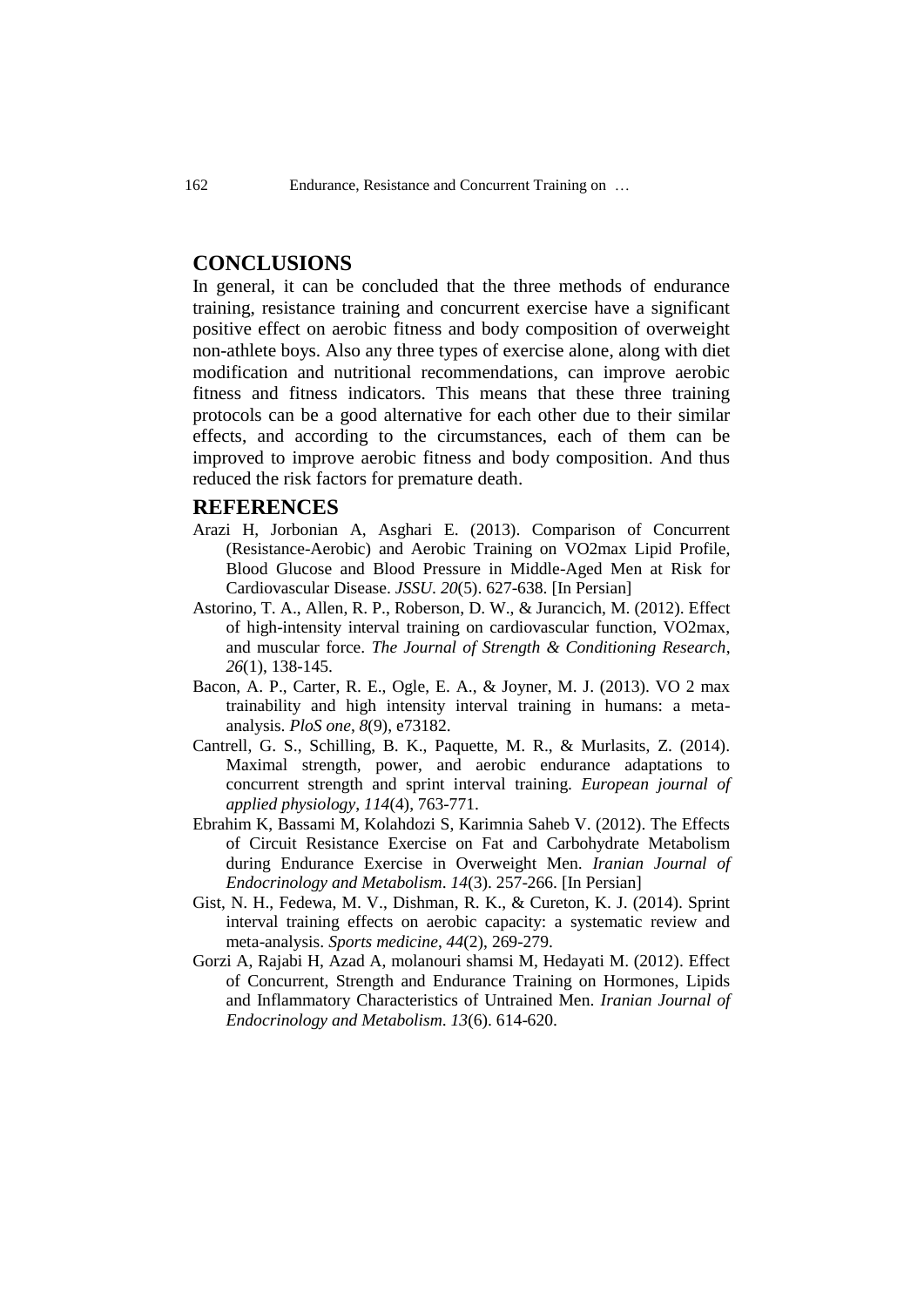## CONCLUSIONS

In general, it can be concluded that the three methods of endurance training, resistance training and concurrent exercise have a significant positive effect on aerobic fitness and body composition of overweight non-athlete boys. Also any three types of exercise alone, along with diet modification and nutritional recommendations, can improve aerobic fitness and fitness indicators. This means that these three training protocols can be a good alternative for each other due to their similar effects, and according to the circumstances, each of them can be improved to improve aerobic fitness and body composition. And thus reduced the risk factors for premature death.

## REFERENCES

Arazi H, Jorbonian A, Asghari E. (2013). Comparison of Concurrent (Resistance-Aerobic) and Aerobic Training on VO2max Lipid Profile, Blood Glucose and Blood Pressure in Middle-Aged Men at Risk for Cardiovascular Disease. *JSSU*. *20*(5). 627-638. [In Persian]

Astorino, T. A., Allen, R. P., Roberson, D. W., & Jurancich, M. (2012). Effect of high-intensity interval training on cardiovascular function, VO2max, and muscular force. *The Journal of Strength & Conditioning Research*, *26*(1), 138-145.

Bacon, A. P., Carter, R. E., Ogle, E. A., & Joyner, M. J. (2013). VO 2 max trainability and high intensity interval training in humans: a meta-analysis. *PloS one*, *8*(9), e73182.

Cantrell, G. S., Schilling, B. K., Paquette, M. R., & Murlasits, Z. (2014). Maximal strength, power, and aerobic endurance adaptations to concurrent strength and sprint interval training. *European journal of applied physiology*, *114*(4), 763-771.

Ebrahim K, Bassami M, Kolahdozi S, Karimnia Saheb V. (2012). The Effects of Circuit Resistance Exercise on Fat and Carbohydrate Metabolism during Endurance Exercise in Overweight Men. *Iranian Journal of Endocrinology and Metabolism*. *14*(3). 257-266. [In Persian]

Gist, N. H., Fedewa, M. V., Dishman, R. K., & Cureton, K. J. (2014). Sprint interval training effects on aerobic capacity: a systematic review and meta-analysis. *Sports medicine*, *44*(2), 269-279.

Gorzi A, Rajabi H, Azad A, molanouri shamsi M, Hedayati M. (2012). Effect of Concurrent, Strength and Endurance Training on Hormones, Lipids and Inflammatory Characteristics of Untrained Men. *Iranian Journal of Endocrinology and Metabolism*. *13*(6). 614-620.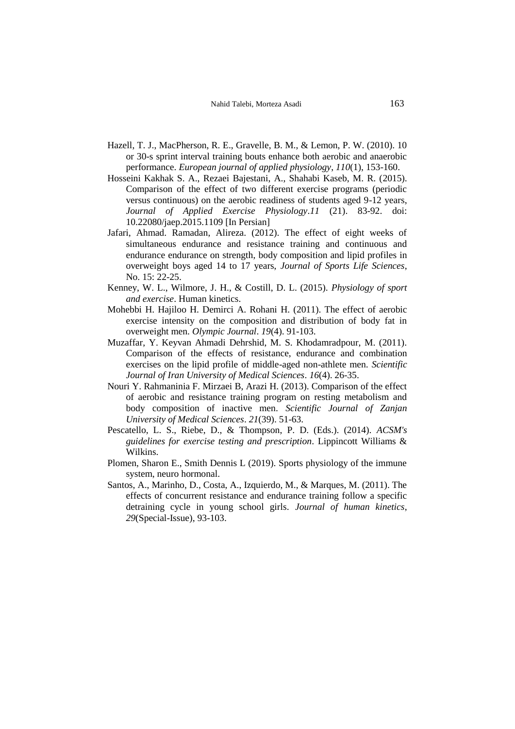Hazell, T. J., MacPherson, R. E., Gravelle, B. M., & Lemon, P. W. (2010). 10 or 30-s sprint interval training bouts enhance both aerobic and anaerobic performance. *European journal of applied physiology*, *110*(1), 153-160.

Hosseini Kakhak S. A., Rezaei Bajestani, A., Shahabi Kaseb, M. R. (2015). Comparison of the effect of two different exercise programs (periodic versus continuous) on the aerobic readiness of students aged 9-12 years, *Journal of Applied Exercise Physiology*.*11* (21). 83-92. doi: 10.22080/jaep.2015.1109 [In Persian]

Jafari, Ahmad. Ramadan, Alireza. (2012). The effect of eight weeks of simultaneous endurance and resistance training and continuous and endurance endurance on strength, body composition and lipid profiles in overweight boys aged 14 to 17 years, *Journal of Sports Life Sciences*, No. 15: 22-25.

Kenney, W. L., Wilmore, J. H., & Costill, D. L. (2015). *Physiology of sport and exercise*. Human kinetics.

Mohebbi H. Hajiloo H. Demirci A. Rohani H. (2011). The effect of aerobic exercise intensity on the composition and distribution of body fat in overweight men. *Olympic Journal*. *19*(4). 91-103.

Muzaffar, Y. Keyvan Ahmadi Dehrshid, M. S. Khodamradpour, M. (2011). Comparison of the effects of resistance, endurance and combination exercises on the lipid profile of middle-aged non-athlete men. *Scientific Journal of Iran University of Medical Sciences*. *16*(4). 26-35.

Nouri Y. Rahmaninia F. Mirzaei B, Arazi H. (2013). Comparison of the effect of aerobic and resistance training program on resting metabolism and body composition of inactive men. *Scientific Journal of Zanjan University of Medical Sciences*. *21*(39). 51-63.

Pescatello, L. S., Riebe, D., & Thompson, P. D. (Eds.). (2014). *ACSM's guidelines for exercise testing and prescription*. Lippincott Williams & Wilkins.

Plomen, Sharon E., Smith Dennis L (2019). Sports physiology of the immune system, neuro hormonal.

Santos, A., Marinho, D., Costa, A., Izquierdo, M., & Marques, M. (2011). The effects of concurrent resistance and endurance training follow a specific detraining cycle in young school girls. *Journal of human kinetics*, *29*(Special-Issue), 93-103.